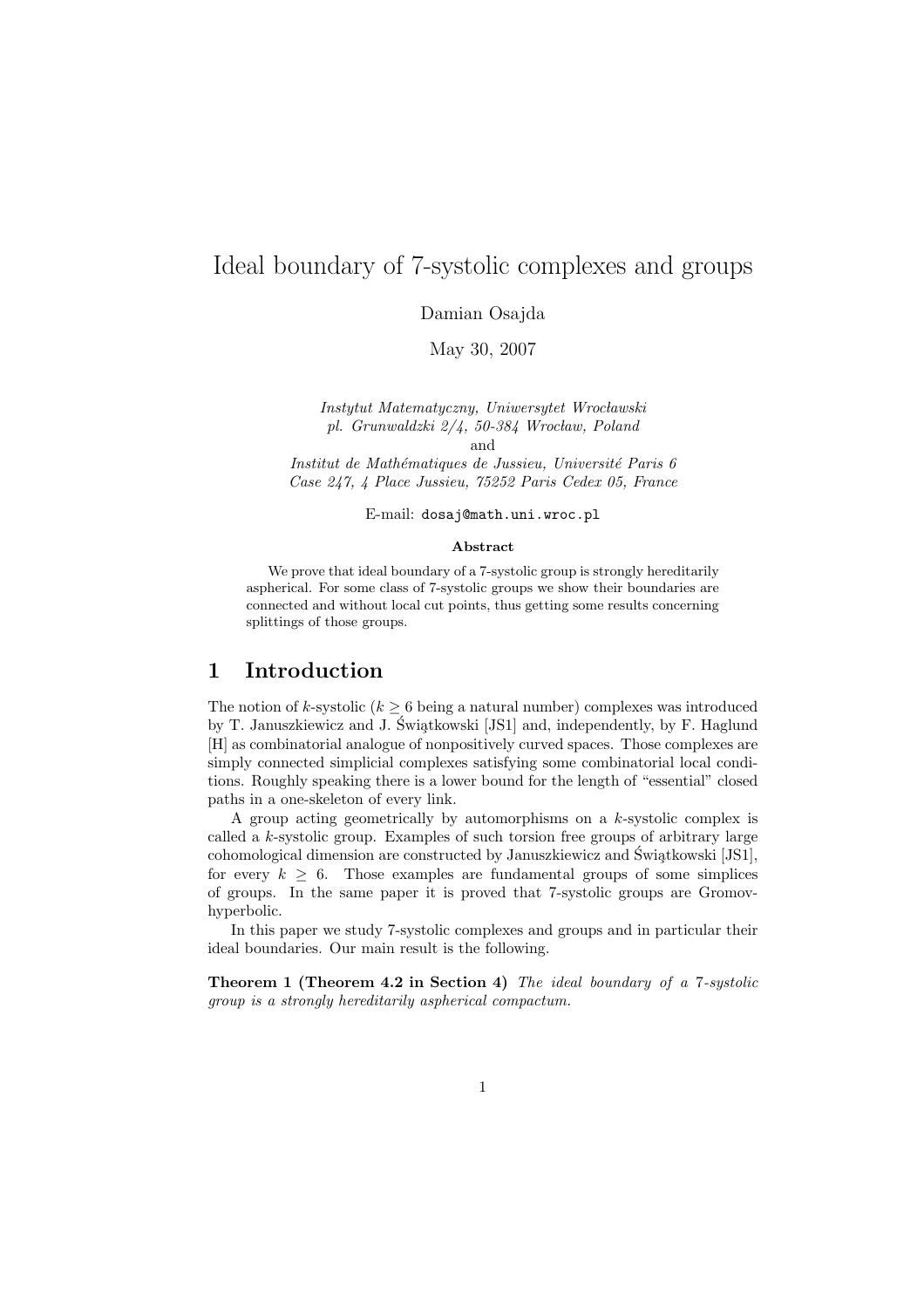# Ideal boundary of 7-systolic complexes and groups

Damian Osajda

May 30, 2007

*Instytut Matematyczny, Uniwersytet Wrocławski*
*pl. Grunwaldzki 2/4, 50-384 Wrocław, Poland*
and
*Institut de Mathématiques de Jussieu, Université Paris 6*
*Case 247, 4 Place Jussieu, 75252 Paris Cedex 05, France*

E-mail: dosaj@math.uni.wroc.pl

**Abstract**

We prove that ideal boundary of a 7-systolic group is strongly hereditarily aspherical. For some class of 7-systolic groups we show their boundaries are connected and without local cut points, thus getting some results concerning splittings of those groups.

## 1 Introduction

The notion of $k$-systolic ($k \geq 6$ being a natural number) complexes was introduced by T. Januszkiewicz and J. Świątkowski [JS1] and, independently, by F. Haglund [H] as combinatorial analogue of nonpositively curved spaces. Those complexes are simply connected simplicial complexes satisfying some combinatorial local conditions. Roughly speaking there is a lower bound for the length of "essential" closed paths in a one-skeleton of every link.

A group acting geometrically by automorphisms on a $k$-systolic complex is called a $k$-systolic group. Examples of such torsion free groups of arbitrary large cohomological dimension are constructed by Januszkiewicz and Świątkowski [JS1], for every $k \geq 6$. Those examples are fundamental groups of some simplices of groups. In the same paper it is proved that 7-systolic groups are Gromov-hyperbolic.

In this paper we study 7-systolic complexes and groups and in particular their ideal boundaries. Our main result is the following.

**Theorem 1 (Theorem 4.2 in Section 4)** *The ideal boundary of a* 7*-systolic group is a strongly hereditarily aspherical compactum.*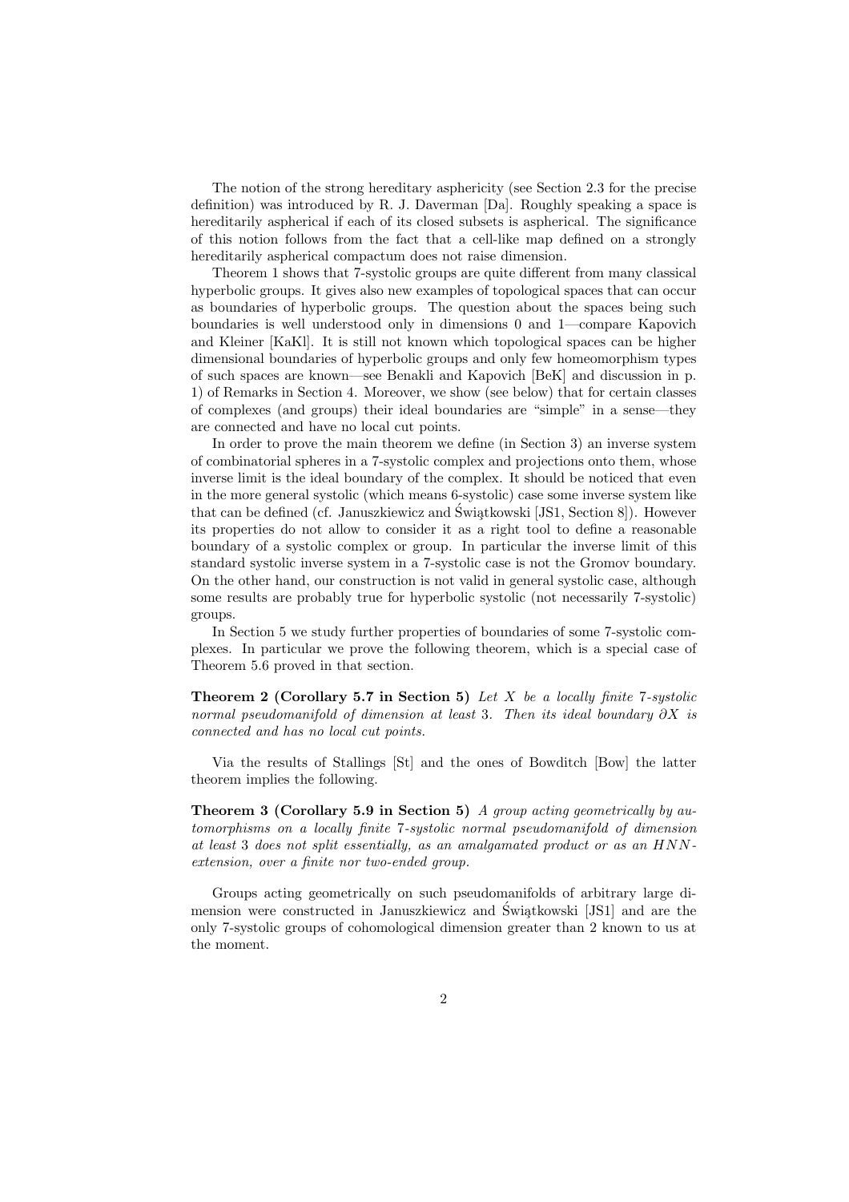The notion of the strong hereditary asphericity (see Section 2.3 for the precise definition) was introduced by R. J. Daverman [Da]. Roughly speaking a space is hereditarily aspherical if each of its closed subsets is aspherical. The significance of this notion follows from the fact that a cell-like map defined on a strongly hereditarily aspherical compactum does not raise dimension.

Theorem 1 shows that 7-systolic groups are quite different from many classical hyperbolic groups. It gives also new examples of topological spaces that can occur as boundaries of hyperbolic groups. The question about the spaces being such boundaries is well understood only in dimensions 0 and 1—compare Kapovich and Kleiner [KaKl]. It is still not known which topological spaces can be higher dimensional boundaries of hyperbolic groups and only few homeomorphism types of such spaces are known—see Benakli and Kapovich [BeK] and discussion in p. 1) of Remarks in Section 4. Moreover, we show (see below) that for certain classes of complexes (and groups) their ideal boundaries are "simple" in a sense—they are connected and have no local cut points.

In order to prove the main theorem we define (in Section 3) an inverse system of combinatorial spheres in a 7-systolic complex and projections onto them, whose inverse limit is the ideal boundary of the complex. It should be noticed that even in the more general systolic (which means 6-systolic) case some inverse system like that can be defined (cf. Januszkiewicz and Świątkowski [JS1, Section 8]). However its properties do not allow to consider it as a right tool to define a reasonable boundary of a systolic complex or group. In particular the inverse limit of this standard systolic inverse system in a 7-systolic case is not the Gromov boundary. On the other hand, our construction is not valid in general systolic case, although some results are probably true for hyperbolic systolic (not necessarily 7-systolic) groups.

In Section 5 we study further properties of boundaries of some 7-systolic complexes. In particular we prove the following theorem, which is a special case of Theorem 5.6 proved in that section.

**Theorem 2 (Corollary 5.7 in Section 5)** *Let $X$ be a locally finite 7-systolic normal pseudomanifold of dimension at least 3. Then its ideal boundary $\partial X$ is connected and has no local cut points.*

Via the results of Stallings [St] and the ones of Bowditch [Bow] the latter theorem implies the following.

**Theorem 3 (Corollary 5.9 in Section 5)** *A group acting geometrically by automorphisms on a locally finite 7-systolic normal pseudomanifold of dimension at least 3 does not split essentially, as an amalgamated product or as an HNN-extension, over a finite nor two-ended group.*

Groups acting geometrically on such pseudomanifolds of arbitrary large dimension were constructed in Januszkiewicz and Świątkowski [JS1] and are the only 7-systolic groups of cohomological dimension greater than 2 known to us at the moment.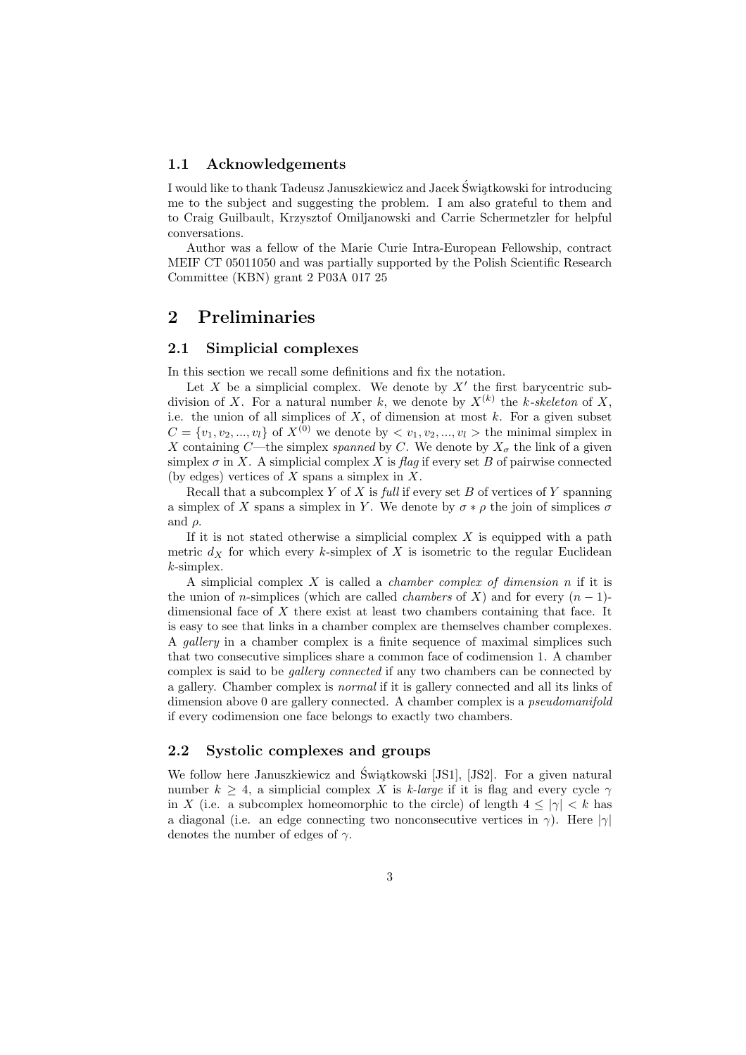### 1.1 Acknowledgements

I would like to thank Tadeusz Januszkiewicz and Jacek Świątkowski for introducing me to the subject and suggesting the problem. I am also grateful to them and to Craig Guilbault, Krzysztof Omiljanowski and Carrie Schermetzler for helpful conversations.

Author was a fellow of the Marie Curie Intra-European Fellowship, contract MEIF CT 05011050 and was partially supported by the Polish Scientific Research Committee (KBN) grant 2 P03A 017 25

## 2 Preliminaries

### 2.1 Simplicial complexes

In this section we recall some definitions and fix the notation.

Let $X$ be a simplicial complex. We denote by $X'$ the first barycentric subdivision of $X$. For a natural number $k$, we denote by $X^{(k)}$ the *$k$-skeleton* of $X$, i.e. the union of all simplices of $X$, of dimension at most $k$. For a given subset $C = \{v_1, v_2, ..., v_l\}$ of $X^{(0)}$ we denote by $< v_1, v_2, ..., v_l >$ the minimal simplex in $X$ containing $C$—the simplex *spanned* by $C$. We denote by $X_\sigma$ the link of a given simplex $\sigma$ in $X$. A simplicial complex $X$ is *flag* if every set $B$ of pairwise connected (by edges) vertices of $X$ spans a simplex in $X$.

Recall that a subcomplex $Y$ of $X$ is *full* if every set $B$ of vertices of $Y$ spanning a simplex of $X$ spans a simplex in $Y$. We denote by $\sigma * \rho$ the join of simplices $\sigma$ and $\rho$.

If it is not stated otherwise a simplicial complex $X$ is equipped with a path metric $d_X$ for which every $k$-simplex of $X$ is isometric to the regular Euclidean $k$-simplex.

A simplicial complex $X$ is called a *chamber complex of dimension $n$* if it is the union of $n$-simplices (which are called *chambers* of $X$) and for every $(n-1)$-dimensional face of $X$ there exist at least two chambers containing that face. It is easy to see that links in a chamber complex are themselves chamber complexes. A *gallery* in a chamber complex is a finite sequence of maximal simplices such that two consecutive simplices share a common face of codimension 1. A chamber complex is said to be *gallery connected* if any two chambers can be connected by a gallery. Chamber complex is *normal* if it is gallery connected and all its links of dimension above 0 are gallery connected. A chamber complex is a *pseudomanifold* if every codimension one face belongs to exactly two chambers.

### 2.2 Systolic complexes and groups

We follow here Januszkiewicz and Świątkowski [JS1], [JS2]. For a given natural number $k \geq 4$, a simplicial complex $X$ is *$k$-large* if it is flag and every cycle $\gamma$ in $X$ (i.e. a subcomplex homeomorphic to the circle) of length $4 \leq |\gamma| < k$ has a diagonal (i.e. an edge connecting two nonconsecutive vertices in $\gamma$). Here $|\gamma|$ denotes the number of edges of $\gamma$.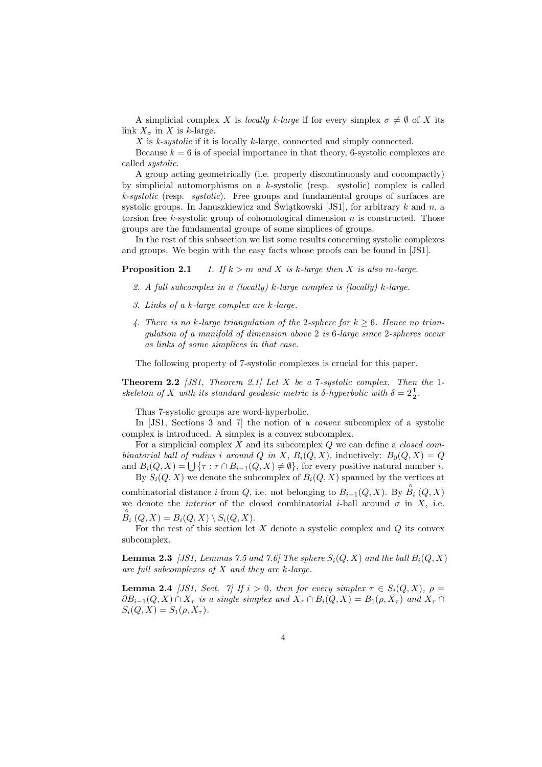A simplicial complex $X$ is *locally k-large* if for every simplex $\sigma \neq \emptyset$ of $X$ its link $X_\sigma$ in $X$ is $k$-large.

$X$ is *k-systolic* if it is locally $k$-large, connected and simply connected.

Because $k = 6$ is of special importance in that theory, 6-systolic complexes are called *systolic*.

A group acting geometrically (i.e. properly discontinuously and cocompactly) by simplicial automorphisms on a $k$-systolic (resp. systolic) complex is called *k-systolic* (resp. *systolic*). Free groups and fundamental groups of surfaces are systolic groups. In Januszkiewicz and Świątkowski [JS1], for arbitrary $k$ and $n$, a torsion free $k$-systolic group of cohomological dimension $n$ is constructed. Those groups are the fundamental groups of some simplices of groups.

In the rest of this subsection we list some results concerning systolic complexes and groups. We begin with the easy facts whose proofs can be found in [JS1].

**Proposition 2.1** *1. If $k > m$ and $X$ is $k$-large then $X$ is also $m$-large.*

*2. A full subcomplex in a (locally) $k$-large complex is (locally) $k$-large.*

*3. Links of a $k$-large complex are $k$-large.*

*4. There is no $k$-large triangulation of the 2-sphere for $k \geq 6$. Hence no triangulation of a manifold of dimension above 2 is 6-large since 2-spheres occur as links of some simplices in that case.*

The following property of 7-systolic complexes is crucial for this paper.

**Theorem 2.2** *[JS1, Theorem 2.1] Let $X$ be a 7-systolic complex. Then the 1-skeleton of $X$ with its standard geodesic metric is $\delta$-hyperbolic with $\delta = 2\frac{1}{2}$.*

Thus 7-systolic groups are word-hyperbolic.

In [JS1, Sections 3 and 7] the notion of a *convex* subcomplex of a systolic complex is introduced. A simplex is a convex subcomplex.

For a simplicial complex $X$ and its subcomplex $Q$ we can define a *closed combinatorial ball of radius $i$ around $Q$ in $X$*, $B_i(Q, X)$, inductively: $B_0(Q, X) = Q$ and $B_i(Q, X) = \bigcup \{\tau : \tau \cap B_{i-1}(Q, X) \neq \emptyset\}$, for every positive natural number $i$.

By $S_i(Q, X)$ we denote the subcomplex of $B_i(Q, X)$ spanned by the vertices at combinatorial distance $i$ from $Q$, i.e. not belonging to $B_{i-1}(Q, X)$. By $\overset{\circ}{B}_i (Q, X)$ we denote the *interior* of the closed combinatorial $i$-ball around $\sigma$ in $X$, i.e. $\overset{\circ}{B}_i (Q, X) = B_i(Q, X) \setminus S_i(Q, X)$.

For the rest of this section let $X$ denote a systolic complex and $Q$ its convex subcomplex.

**Lemma 2.3** *[JS1, Lemmas 7.5 and 7.6] The sphere $S_i(Q, X)$ and the ball $B_i(Q, X)$ are full subcomplexes of $X$ and they are $k$-large.*

**Lemma 2.4** *[JS1, Sect. 7] If $i > 0$, then for every simplex $\tau \in S_i(Q, X)$, $\rho = \partial B_{i-1}(Q, X) \cap X_\tau$ is a single simplex and $X_\tau \cap B_i(Q, X) = B_1(\rho, X_\tau)$ and $X_\tau \cap S_i(Q, X) = S_1(\rho, X_\tau)$.*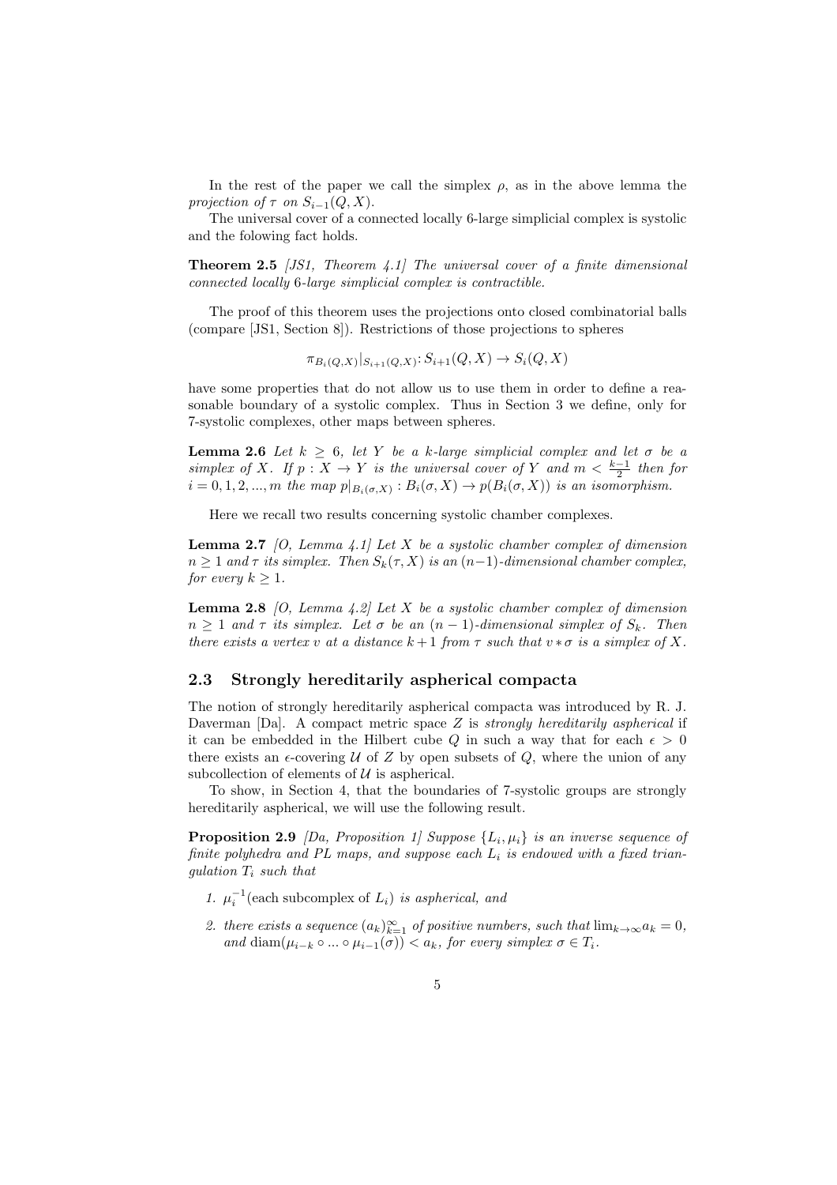In the rest of the paper we call the simplex $\rho$, as in the above lemma the *projection of $\tau$ on $S_{i-1}(Q, X)$*.

The universal cover of a connected locally 6-large simplicial complex is systolic and the folowing fact holds.

**Theorem 2.5** *[JS1, Theorem 4.1] The universal cover of a finite dimensional connected locally 6-large simplicial complex is contractible.*

The proof of this theorem uses the projections onto closed combinatorial balls (compare [JS1, Section 8]). Restrictions of those projections to spheres

$$\pi_{B_i(Q,X)}|_{S_{i+1}(Q,X)}: S_{i+1}(Q, X) \to S_i(Q, X)$$

have some properties that do not allow us to use them in order to define a reasonable boundary of a systolic complex. Thus in Section 3 we define, only for 7-systolic complexes, other maps between spheres.

**Lemma 2.6** *Let $k \geq 6$, let $Y$ be a $k$-large simplicial complex and let $\sigma$ be a simplex of $X$. If $p : X \to Y$ is the universal cover of $Y$ and $m < \frac{k-1}{2}$ then for $i = 0, 1, 2, ..., m$ the map $p|_{B_i(\sigma,X)} : B_i(\sigma, X) \to p(B_i(\sigma, X))$ is an isomorphism.*

Here we recall two results concerning systolic chamber complexes.

**Lemma 2.7** *[O, Lemma 4.1] Let $X$ be a systolic chamber complex of dimension $n \geq 1$ and $\tau$ its simplex. Then $S_k(\tau, X)$ is an $(n-1)$-dimensional chamber complex, for every $k \geq 1$.*

**Lemma 2.8** *[O, Lemma 4.2] Let $X$ be a systolic chamber complex of dimension $n \geq 1$ and $\tau$ its simplex. Let $\sigma$ be an $(n-1)$-dimensional simplex of $S_k$. Then there exists a vertex $v$ at a distance $k+1$ from $\tau$ such that $v * \sigma$ is a simplex of $X$.*

## 2.3 Strongly hereditarily aspherical compacta

The notion of strongly hereditarily aspherical compacta was introduced by R. J. Daverman [Da]. A compact metric space $Z$ is *strongly hereditarily aspherical* if it can be embedded in the Hilbert cube $Q$ in such a way that for each $\epsilon > 0$ there exists an $\epsilon$-covering $\mathcal{U}$ of $Z$ by open subsets of $Q$, where the union of any subcollection of elements of $\mathcal{U}$ is aspherical.

To show, in Section 4, that the boundaries of 7-systolic groups are strongly hereditarily aspherical, we will use the following result.

**Proposition 2.9** *[Da, Proposition 1] Suppose $\{L_i, \mu_i\}$ is an inverse sequence of finite polyhedra and PL maps, and suppose each $L_i$ is endowed with a fixed triangulation $T_i$ such that*

1. *$\mu_i^{-1}$(each subcomplex of $L_i$) is aspherical, and*
2. *there exists a sequence $(a_k)_{k=1}^{\infty}$ of positive numbers, such that $\lim_{k\to\infty} a_k = 0$, and $\operatorname{diam}(\mu_{i-k} \circ ... \circ \mu_{i-1}(\sigma)) < a_k$, for every simplex $\sigma \in T_i$.*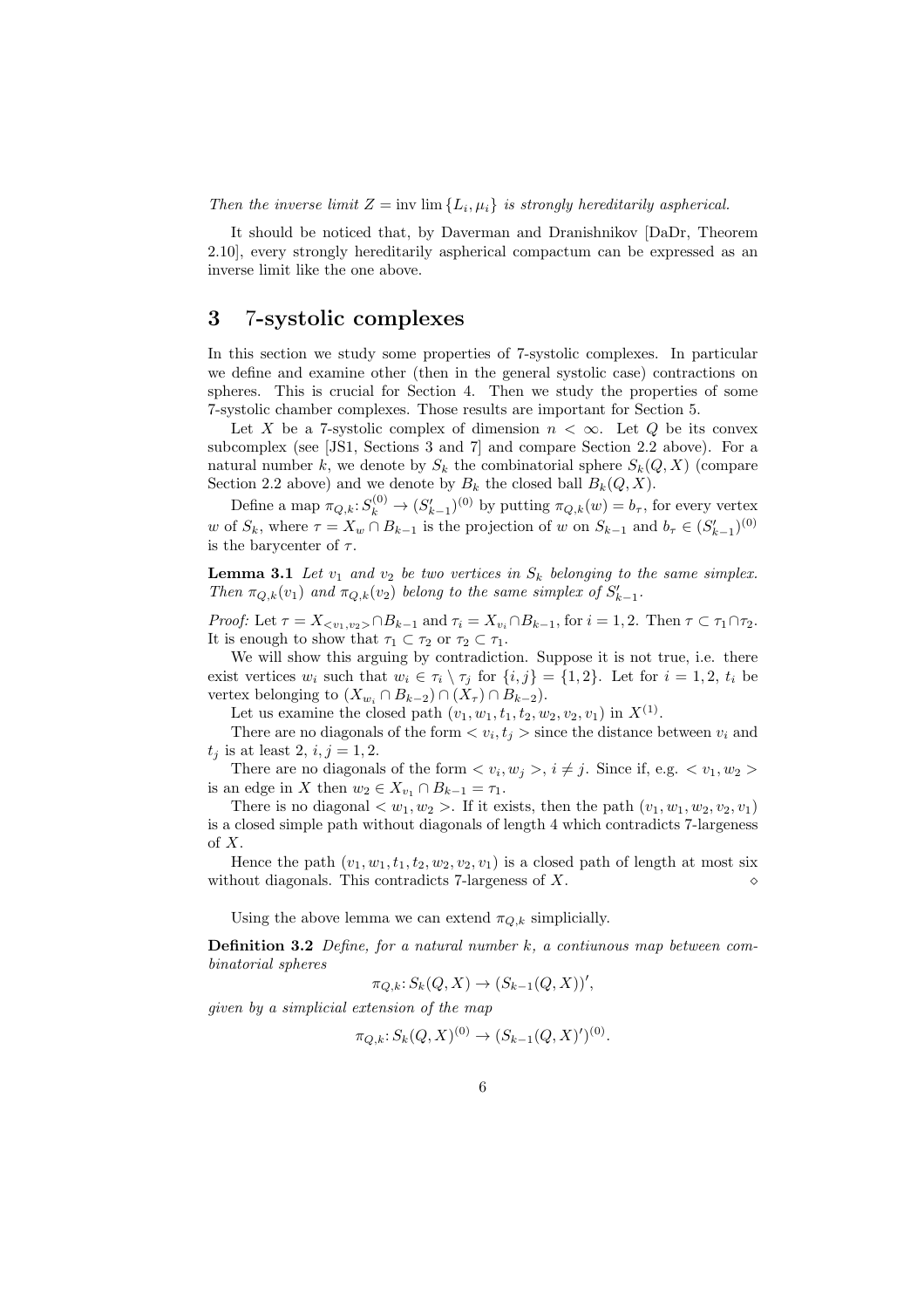*Then the inverse limit $Z = \text{inv}\lim\{L_i, \mu_i\}$ is strongly hereditarily aspherical.*

It should be noticed that, by Daverman and Dranishnikov [DaDr, Theorem 2.10], every strongly hereditarily aspherical compactum can be expressed as an inverse limit like the one above.

## 3 7-systolic complexes

In this section we study some properties of 7-systolic complexes. In particular we define and examine other (then in the general systolic case) contractions on spheres. This is crucial for Section 4. Then we study the properties of some 7-systolic chamber complexes. Those results are important for Section 5.

Let $X$ be a 7-systolic complex of dimension $n < \infty$. Let $Q$ be its convex subcomplex (see [JS1, Sections 3 and 7] and compare Section 2.2 above). For a natural number $k$, we denote by $S_k$ the combinatorial sphere $S_k(Q, X)$ (compare Section 2.2 above) and we denote by $B_k$ the closed ball $B_k(Q, X)$.

Define a map $\pi_{Q,k}: S_k^{(0)} \to (S'_{k-1})^{(0)}$ by putting $\pi_{Q,k}(w) = b_\tau$, for every vertex $w$ of $S_k$, where $\tau = X_w \cap B_{k-1}$ is the projection of $w$ on $S_{k-1}$ and $b_\tau \in (S'_{k-1})^{(0)}$ is the barycenter of $\tau$.

**Lemma 3.1** *Let $v_1$ and $v_2$ be two vertices in $S_k$ belonging to the same simplex. Then $\pi_{Q,k}(v_1)$ and $\pi_{Q,k}(v_2)$ belong to the same simplex of $S'_{k-1}$.*

*Proof:* Let $\tau = X_{<v_1,v_2>} \cap B_{k-1}$ and $\tau_i = X_{v_i} \cap B_{k-1}$, for $i = 1, 2$. Then $\tau \subset \tau_1 \cap \tau_2$. It is enough to show that $\tau_1 \subset \tau_2$ or $\tau_2 \subset \tau_1$.

We will show this arguing by contradiction. Suppose it is not true, i.e. there exist vertices $w_i$ such that $w_i \in \tau_i \setminus \tau_j$ for $\{i, j\} = \{1, 2\}$. Let for $i = 1, 2$, $t_i$ be vertex belonging to $(X_{w_i} \cap B_{k-2}) \cap (X_\tau) \cap B_{k-2})$.

Let us examine the closed path $(v_1, w_1, t_1, t_2, w_2, v_2, v_1)$ in $X^{(1)}$.

There are no diagonals of the form $< v_i, t_j >$ since the distance between $v_i$ and $t_j$ is at least 2, $i, j = 1, 2$.

There are no diagonals of the form $< v_i, w_j >$, $i \neq j$. Since if, e.g. $< v_1, w_2 >$ is an edge in $X$ then $w_2 \in X_{v_1} \cap B_{k-1} = \tau_1$.

There is no diagonal $< w_1, w_2 >$. If it exists, then the path $(v_1, w_1, w_2, v_2, v_1)$ is a closed simple path without diagonals of length 4 which contradicts 7-largeness of $X$.

Hence the path $(v_1, w_1, t_1, t_2, w_2, v_2, v_1)$ is a closed path of length at most six without diagonals. This contradicts 7-largeness of $X$. ⋄

Using the above lemma we can extend $\pi_{Q,k}$ simplicially.

**Definition 3.2** *Define, for a natural number $k$, a contiunous map between combinatorial spheres*

$$\pi_{Q,k}: S_k(Q, X) \to (S_{k-1}(Q, X))',$$

*given by a simplicial extension of the map*

$$\pi_{Q,k}: S_k(Q, X)^{(0)} \to (S_{k-1}(Q, X)')^{(0)}.$$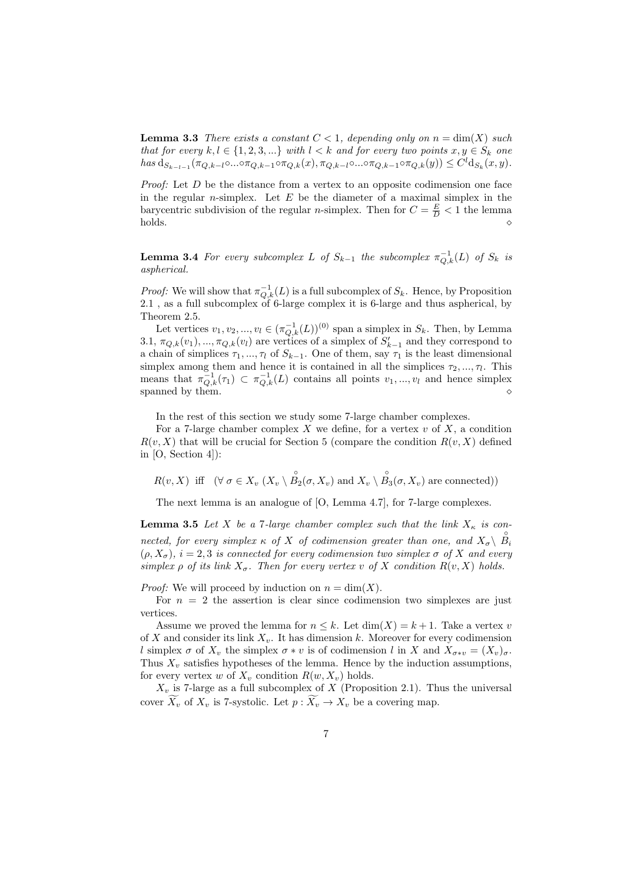**Lemma 3.3** *There exists a constant $C < 1$, depending only on $n = \dim(X)$ such that for every $k, l \in \{1, 2, 3, ...\}$ with $l < k$ and for every two points $x, y \in S_k$ one has $\mathrm{d}_{S_{k-l-1}}(\pi_{Q,k-l} \circ ... \circ \pi_{Q,k-1} \circ \pi_{Q,k}(x), \pi_{Q,k-l} \circ ... \circ \pi_{Q,k-1} \circ \pi_{Q,k}(y)) \leq C^l \mathrm{d}_{S_k}(x, y)$.*

*Proof:* Let $D$ be the distance from a vertex to an opposite codimension one face in the regular $n$-simplex. Let $E$ be the diameter of a maximal simplex in the barycentric subdivision of the regular $n$-simplex. Then for $C = \frac{E}{D} < 1$ the lemma holds. $\diamond$

**Lemma 3.4** *For every subcomplex $L$ of $S_{k-1}$ the subcomplex $\pi_{Q,k}^{-1}(L)$ of $S_k$ is aspherical.*

*Proof:* We will show that $\pi_{Q,k}^{-1}(L)$ is a full subcomplex of $S_k$. Hence, by Proposition 2.1 , as a full subcomplex of 6-large complex it is 6-large and thus aspherical, by Theorem 2.5.

Let vertices $v_1, v_2, ..., v_l \in (\pi_{Q,k}^{-1}(L))^{(0)}$ span a simplex in $S_k$. Then, by Lemma 3.1, $\pi_{Q,k}(v_1), ..., \pi_{Q,k}(v_l)$ are vertices of a simplex of $S'_{k-1}$ and they correspond to a chain of simplices $\tau_1, ..., \tau_l$ of $S_{k-1}$. One of them, say $\tau_1$ is the least dimensional simplex among them and hence it is contained in all the simplices $\tau_2, ..., \tau_l$. This means that $\pi_{Q,k}^{-1}(\tau_1) \subset \pi_{Q,k}^{-1}(L)$ contains all points $v_1, ..., v_l$ and hence simplex spanned by them. $\diamond$

In the rest of this section we study some 7-large chamber complexes.

For a 7-large chamber complex $X$ we define, for a vertex $v$ of $X$, a condition $R(v, X)$ that will be crucial for Section 5 (compare the condition $R(v, X)$ defined in [O, Section 4]):

$$R(v, X) \text{ iff } (\forall\, \sigma \in X_v\ (X_v \setminus \mathring{B}_2(\sigma, X_v) \text{ and } X_v \setminus \mathring{B}_3(\sigma, X_v) \text{ are connected}))$$

The next lemma is an analogue of [O, Lemma 4.7], for 7-large complexes.

**Lemma 3.5** *Let $X$ be a 7-large chamber complex such that the link $X_\kappa$ is connected, for every simplex $\kappa$ of $X$ of codimension greater than one, and $X_\sigma \setminus \mathring{B}_i(\rho, X_\sigma)$, $i = 2, 3$ is connected for every codimension two simplex $\sigma$ of $X$ and every simplex $\rho$ of its link $X_\sigma$. Then for every vertex $v$ of $X$ condition $R(v, X)$ holds.*

*Proof:* We will proceed by induction on $n = \dim(X)$.

For $n = 2$ the assertion is clear since codimension two simplexes are just vertices.

Assume we proved the lemma for $n \leq k$. Let $\dim(X) = k + 1$. Take a vertex $v$ of $X$ and consider its link $X_v$. It has dimension $k$. Moreover for every codimension $l$ simplex $\sigma$ of $X_v$ the simplex $\sigma * v$ is of codimension $l$ in $X$ and $X_{\sigma * v} = (X_v)_\sigma$. Thus $X_v$ satisfies hypotheses of the lemma. Hence by the induction assumptions, for every vertex $w$ of $X_v$ condition $R(w, X_v)$ holds.

$X_v$ is 7-large as a full subcomplex of $X$ (Proposition 2.1). Thus the universal cover $\widetilde{X_v}$ of $X_v$ is 7-systolic. Let $p : \widetilde{X_v} \to X_v$ be a covering map.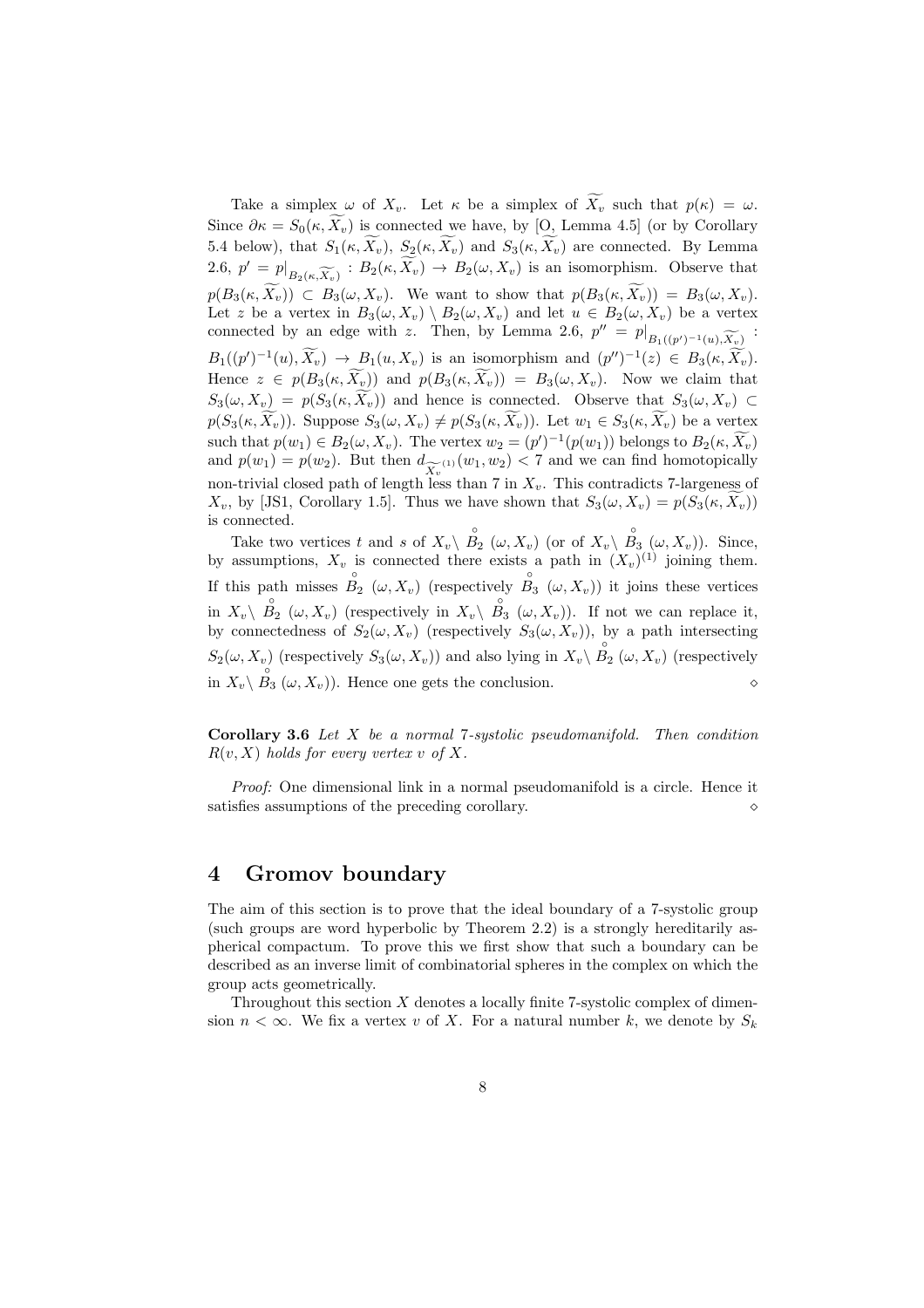Take a simplex $\omega$ of $X_v$. Let $\kappa$ be a simplex of $\widetilde{X_v}$ such that $p(\kappa) = \omega$. Since $\partial\kappa = S_0(\kappa, \widetilde{X_v})$ is connected we have, by [O, Lemma 4.5] (or by Corollary 5.4 below), that $S_1(\kappa, \widetilde{X_v})$, $S_2(\kappa, \widetilde{X_v})$ and $S_3(\kappa, \widetilde{X_v})$ are connected. By Lemma 2.6, $p' = p|_{B_2(\kappa, \widetilde{X_v})} : B_2(\kappa, \widetilde{X_v}) \to B_2(\omega, X_v)$ is an isomorphism. Observe that $p(B_3(\kappa, \widetilde{X_v})) \subset B_3(\omega, X_v)$. We want to show that $p(B_3(\kappa, \widetilde{X_v})) = B_3(\omega, X_v)$. Let $z$ be a vertex in $B_3(\omega, X_v) \setminus B_2(\omega, X_v)$ and let $u \in B_2(\omega, X_v)$ be a vertex connected by an edge with $z$. Then, by Lemma 2.6, $p'' = p|_{B_1((p')^{-1}(u), \widetilde{X_v})} : B_1((p')^{-1}(u), \widetilde{X_v}) \to B_1(u, X_v)$ is an isomorphism and $(p'')^{-1}(z) \in B_3(\kappa, \widetilde{X_v})$. Hence $z \in p(B_3(\kappa, \widetilde{X_v}))$ and $p(B_3(\kappa, \widetilde{X_v})) = B_3(\omega, X_v)$. Now we claim that $S_3(\omega, X_v) = p(S_3(\kappa, \widetilde{X_v}))$ and hence is connected. Observe that $S_3(\omega, X_v) \subset p(S_3(\kappa, \widetilde{X_v}))$. Suppose $S_3(\omega, X_v) \neq p(S_3(\kappa, \widetilde{X_v}))$. Let $w_1 \in S_3(\kappa, \widetilde{X_v})$ be a vertex such that $p(w_1) \in B_2(\omega, X_v)$. The vertex $w_2 = (p')^{-1}(p(w_1))$ belongs to $B_2(\kappa, \widetilde{X_v})$ and $p(w_1) = p(w_2)$. But then $d_{\widetilde{X_v}^{(1)}}(w_1, w_2) < 7$ and we can find homotopically non-trivial closed path of length less than 7 in $X_v$. This contradicts 7-largeness of $X_v$, by [JS1, Corollary 1.5]. Thus we have shown that $S_3(\omega, X_v) = p(S_3(\kappa, \widetilde{X_v}))$ is connected.

Take two vertices $t$ and $s$ of $X_v \setminus \overset{\circ}{B_2}(\omega, X_v)$ (or of $X_v \setminus \overset{\circ}{B_3}(\omega, X_v)$). Since, by assumptions, $X_v$ is connected there exists a path in $(X_v)^{(1)}$ joining them. If this path misses $\overset{\circ}{B_2}(\omega, X_v)$ (respectively $\overset{\circ}{B_3}(\omega, X_v)$) it joins these vertices in $X_v \setminus \overset{\circ}{B_2}(\omega, X_v)$ (respectively in $X_v \setminus \overset{\circ}{B_3}(\omega, X_v)$). If not we can replace it, by connectedness of $S_2(\omega, X_v)$ (respectively $S_3(\omega, X_v)$), by a path intersecting $S_2(\omega, X_v)$ (respectively $S_3(\omega, X_v)$) and also lying in $X_v \setminus \overset{\circ}{B_2}(\omega, X_v)$ (respectively in $X_v \setminus \overset{\circ}{B_3}(\omega, X_v)$). Hence one gets the conclusion. ⋄

**Corollary 3.6** *Let $X$ be a normal 7-systolic pseudomanifold. Then condition $R(v, X)$ holds for every vertex $v$ of $X$.*

*Proof:* One dimensional link in a normal pseudomanifold is a circle. Hence it satisfies assumptions of the preceding corollary. ⋄

# 4 Gromov boundary

The aim of this section is to prove that the ideal boundary of a 7-systolic group (such groups are word hyperbolic by Theorem 2.2) is a strongly hereditarily aspherical compactum. To prove this we first show that such a boundary can be described as an inverse limit of combinatorial spheres in the complex on which the group acts geometrically.

Throughout this section $X$ denotes a locally finite 7-systolic complex of dimension $n < \infty$. We fix a vertex $v$ of $X$. For a natural number $k$, we denote by $S_k$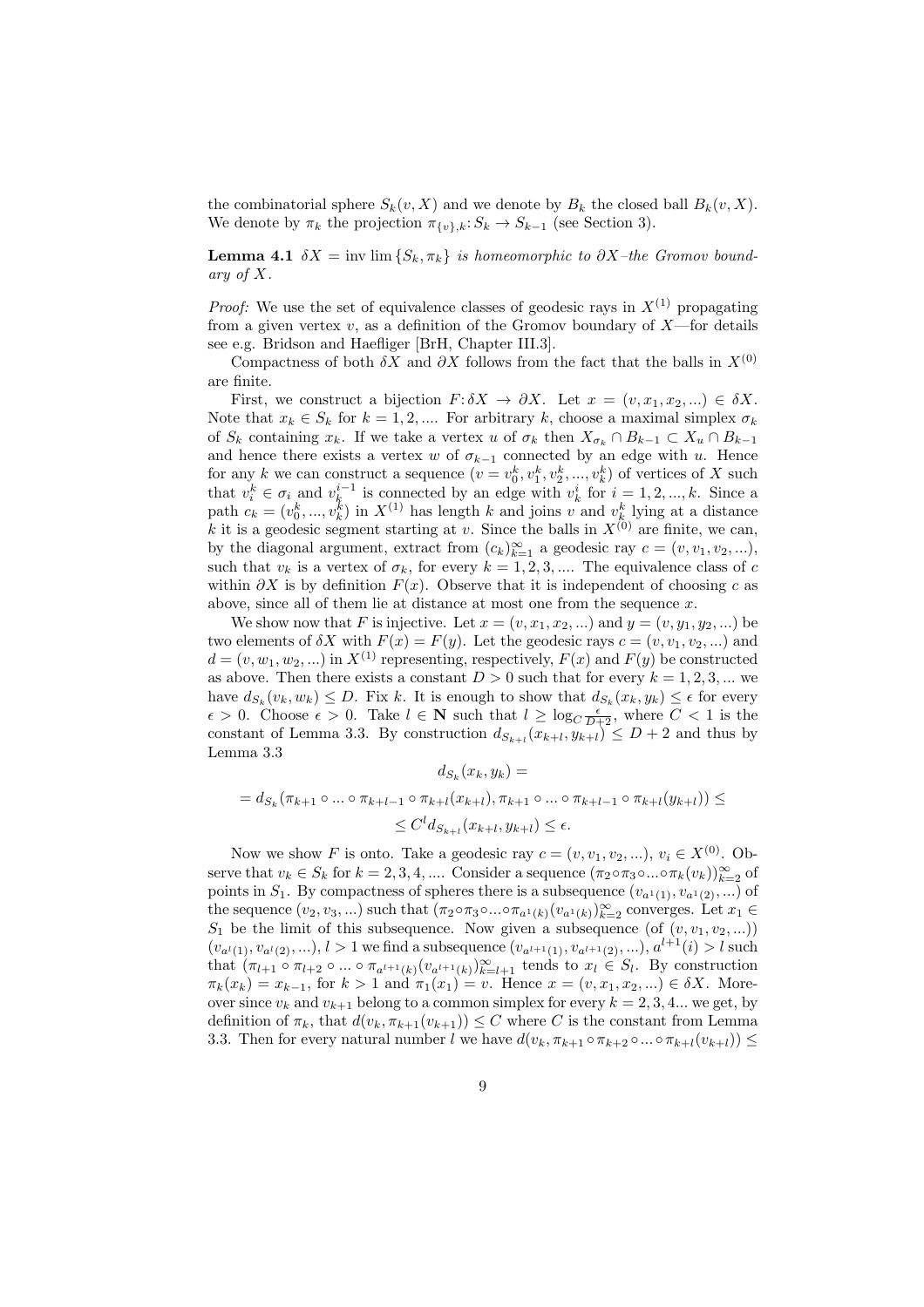the combinatorial sphere $S_k(v, X)$ and we denote by $B_k$ the closed ball $B_k(v, X)$. We denote by $\pi_k$ the projection $\pi_{\{v\},k}: S_k \to S_{k-1}$ (see Section 3).

**Lemma 4.1** *$\delta X = \operatorname{inv}\lim\{S_k, \pi_k\}$ is homeomorphic to $\partial X$–the Gromov boundary of $X$.*

*Proof:* We use the set of equivalence classes of geodesic rays in $X^{(1)}$ propagating from a given vertex $v$, as a definition of the Gromov boundary of $X$—for details see e.g. Bridson and Haefliger [BrH, Chapter III.3].

Compactness of both $\delta X$ and $\partial X$ follows from the fact that the balls in $X^{(0)}$ are finite.

First, we construct a bijection $F: \delta X \to \partial X$. Let $x = (v, x_1, x_2, ...) \in \delta X$. Note that $x_k \in S_k$ for $k = 1, 2, ....$ For arbitrary $k$, choose a maximal simplex $\sigma_k$ of $S_k$ containing $x_k$. If we take a vertex $u$ of $\sigma_k$ then $X_{\sigma_k} \cap B_{k-1} \subset X_u \cap B_{k-1}$ and hence there exists a vertex $w$ of $\sigma_{k-1}$ connected by an edge with $u$. Hence for any $k$ we can construct a sequence $(v = v_0^k, v_1^k, v_2^k, ..., v_k^k)$ of vertices of $X$ such that $v_i^k \in \sigma_i$ and $v_k^{i-1}$ is connected by an edge with $v_k^i$ for $i = 1, 2, ..., k$. Since a path $c_k = (v_0^k, ..., v_k^k)$ in $X^{(1)}$ has length $k$ and joins $v$ and $v_k^k$ lying at a distance $k$ it is a geodesic segment starting at $v$. Since the balls in $X^{(0)}$ are finite, we can, by the diagonal argument, extract from $(c_k)_{k=1}^{\infty}$ a geodesic ray $c = (v, v_1, v_2, ...)$, such that $v_k$ is a vertex of $\sigma_k$, for every $k = 1, 2, 3, ....$ The equivalence class of $c$ within $\partial X$ is by definition $F(x)$. Observe that it is independent of choosing $c$ as above, since all of them lie at distance at most one from the sequence $x$.

We show now that $F$ is injective. Let $x = (v, x_1, x_2, ...)$ and $y = (v, y_1, y_2, ...)$ be two elements of $\delta X$ with $F(x) = F(y)$. Let the geodesic rays $c = (v, v_1, v_2, ...)$ and $d = (v, w_1, w_2, ...)$ in $X^{(1)}$ representing, respectively, $F(x)$ and $F(y)$ be constructed as above. Then there exists a constant $D > 0$ such that for every $k = 1, 2, 3, ...$ we have $d_{S_k}(v_k, w_k) \leq D$. Fix $k$. It is enough to show that $d_{S_k}(x_k, y_k) \leq \epsilon$ for every $\epsilon > 0$. Choose $\epsilon > 0$. Take $l \in \mathbf{N}$ such that $l \geq \log_C \frac{\epsilon}{D+2}$, where $C < 1$ is the constant of Lemma 3.3. By construction $d_{S_{k+l}}(x_{k+l}, y_{k+l}) \leq D + 2$ and thus by Lemma 3.3

$$d_{S_k}(x_k, y_k) =$$

$$= d_{S_k}(\pi_{k+1} \circ ... \circ \pi_{k+l-1} \circ \pi_{k+l}(x_{k+l}), \pi_{k+1} \circ ... \circ \pi_{k+l-1} \circ \pi_{k+l}(y_{k+l})) \leq$$

$$\leq C^l d_{S_{k+l}}(x_{k+l}, y_{k+l}) \leq \epsilon.$$

Now we show $F$ is onto. Take a geodesic ray $c = (v, v_1, v_2, ...)$, $v_i \in X^{(0)}$. Observe that $v_k \in S_k$ for $k = 2, 3, 4, ....$ Consider a sequence $(\pi_2 \circ \pi_3 \circ ... \circ \pi_k(v_k))_{k=2}^{\infty}$ of points in $S_1$. By compactness of spheres there is a subsequence $(v_{a^1(1)}, v_{a^1(2)}, ...)$ of the sequence $(v_2, v_3, ...)$ such that $(\pi_2 \circ \pi_3 \circ ... \circ \pi_{a^1(k)}(v_{a^1(k)}))_{k=2}^{\infty}$ converges. Let $x_1 \in S_1$ be the limit of this subsequence. Now given a subsequence (of $(v, v_1, v_2, ...)$) $(v_{a^l(1)}, v_{a^l(2)}, ...)$, $l > 1$ we find a subsequence $(v_{a^{l+1}(1)}, v_{a^{l+1}(2)}, ...)$, $a^{l+1}(i) > l$ such that $(\pi_{l+1} \circ \pi_{l+2} \circ ... \circ \pi_{a^{l+1}(k)}(v_{a^{l+1}(k)}))_{k=l+1}^{\infty}$ tends to $x_l \in S_l$. By construction $\pi_k(x_k) = x_{k-1}$, for $k > 1$ and $\pi_1(x_1) = v$. Hence $x = (v, x_1, x_2, ...) \in \delta X$. Moreover since $v_k$ and $v_{k+1}$ belong to a common simplex for every $k = 2, 3, 4...$ we get, by definition of $\pi_k$, that $d(v_k, \pi_{k+1}(v_{k+1})) \leq C$ where $C$ is the constant from Lemma 3.3. Then for every natural number $l$ we have $d(v_k, \pi_{k+1} \circ \pi_{k+2} \circ ... \circ \pi_{k+l}(v_{k+l})) \leq$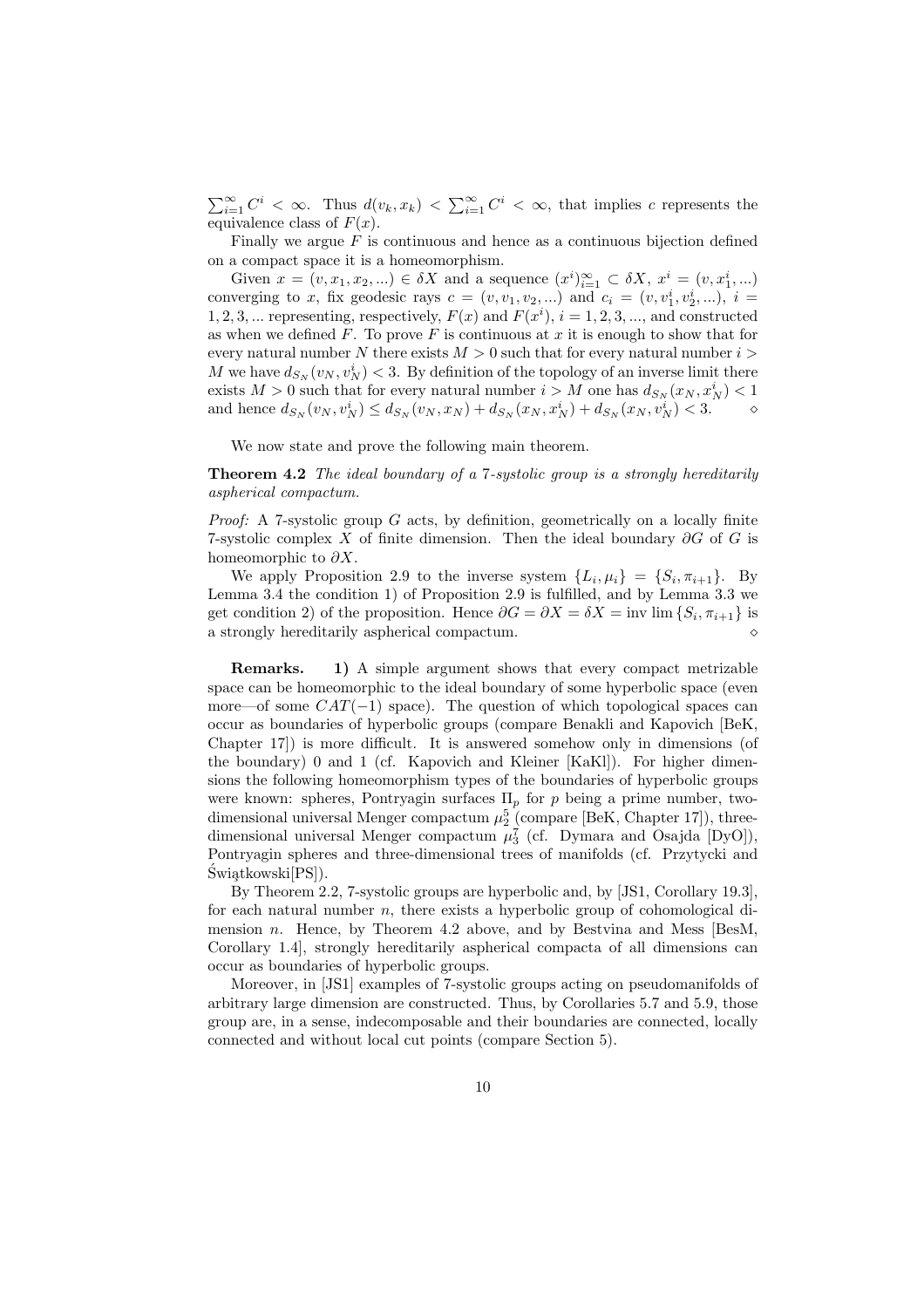$\sum_{i=1}^{\infty} C^i < \infty$. Thus $d(v_k, x_k) < \sum_{i=1}^{\infty} C^i < \infty$, that implies $c$ represents the equivalence class of $F(x)$.

Finally we argue $F$ is continuous and hence as a continuous bijection defined on a compact space it is a homeomorphism.

Given $x = (v, x_1, x_2, ...) \in \delta X$ and a sequence $(x^i)_{i=1}^{\infty} \subset \delta X$, $x^i = (v, x_1^i, ...)$ converging to $x$, fix geodesic rays $c = (v, v_1, v_2, ...)$ and $c_i = (v, v_1^i, v_2^i, ...)$, $i = 1, 2, 3, ...$ representing, respectively, $F(x)$ and $F(x^i)$, $i = 1, 2, 3, ...$, and constructed as when we defined $F$. To prove $F$ is continuous at $x$ it is enough to show that for every natural number $N$ there exists $M > 0$ such that for every natural number $i > M$ we have $d_{S_N}(v_N, v_N^i) < 3$. By definition of the topology of an inverse limit there exists $M > 0$ such that for every natural number $i > M$ one has $d_{S_N}(x_N, x_N^i) < 1$ and hence $d_{S_N}(v_N, v_N^i) \leq d_{S_N}(v_N, x_N) + d_{S_N}(x_N, x_N^i) + d_{S_N}(x_N, v_N^i) < 3$. $\diamond$

We now state and prove the following main theorem.

**Theorem 4.2** *The ideal boundary of a 7-systolic group is a strongly hereditarily aspherical compactum.*

*Proof:* A 7-systolic group $G$ acts, by definition, geometrically on a locally finite 7-systolic complex $X$ of finite dimension. Then the ideal boundary $\partial G$ of $G$ is homeomorphic to $\partial X$.

We apply Proposition 2.9 to the inverse system $\{L_i, \mu_i\} = \{S_i, \pi_{i+1}\}$. By Lemma 3.4 the condition 1) of Proposition 2.9 is fulfilled, and by Lemma 3.3 we get condition 2) of the proposition. Hence $\partial G = \partial X = \delta X = \text{inv lim}\{S_i, \pi_{i+1}\}$ is a strongly hereditarily aspherical compactum. $\diamond$

**Remarks.** **1)** A simple argument shows that every compact metrizable space can be homeomorphic to the ideal boundary of some hyperbolic space (even more—of some $CAT(-1)$ space). The question of which topological spaces can occur as boundaries of hyperbolic groups (compare Benakli and Kapovich [BeK, Chapter 17]) is more difficult. It is answered somehow only in dimensions (of the boundary) 0 and 1 (cf. Kapovich and Kleiner [KaKl]). For higher dimensions the following homeomorphism types of the boundaries of hyperbolic groups were known: spheres, Pontryagin surfaces $\Pi_p$ for $p$ being a prime number, two-dimensional universal Menger compactum $\mu_2^5$ (compare [BeK, Chapter 17]), three-dimensional universal Menger compactum $\mu_3^7$ (cf. Dymara and Osajda [DyO]), Pontryagin spheres and three-dimensional trees of manifolds (cf. Przytycki and Świątkowski[PS]).

By Theorem 2.2, 7-systolic groups are hyperbolic and, by [JS1, Corollary 19.3], for each natural number $n$, there exists a hyperbolic group of cohomological dimension $n$. Hence, by Theorem 4.2 above, and by Bestvina and Mess [BesM, Corollary 1.4], strongly hereditarily aspherical compacta of all dimensions can occur as boundaries of hyperbolic groups.

Moreover, in [JS1] examples of 7-systolic groups acting on pseudomanifolds of arbitrary large dimension are constructed. Thus, by Corollaries 5.7 and 5.9, those group are, in a sense, indecomposable and their boundaries are connected, locally connected and without local cut points (compare Section 5).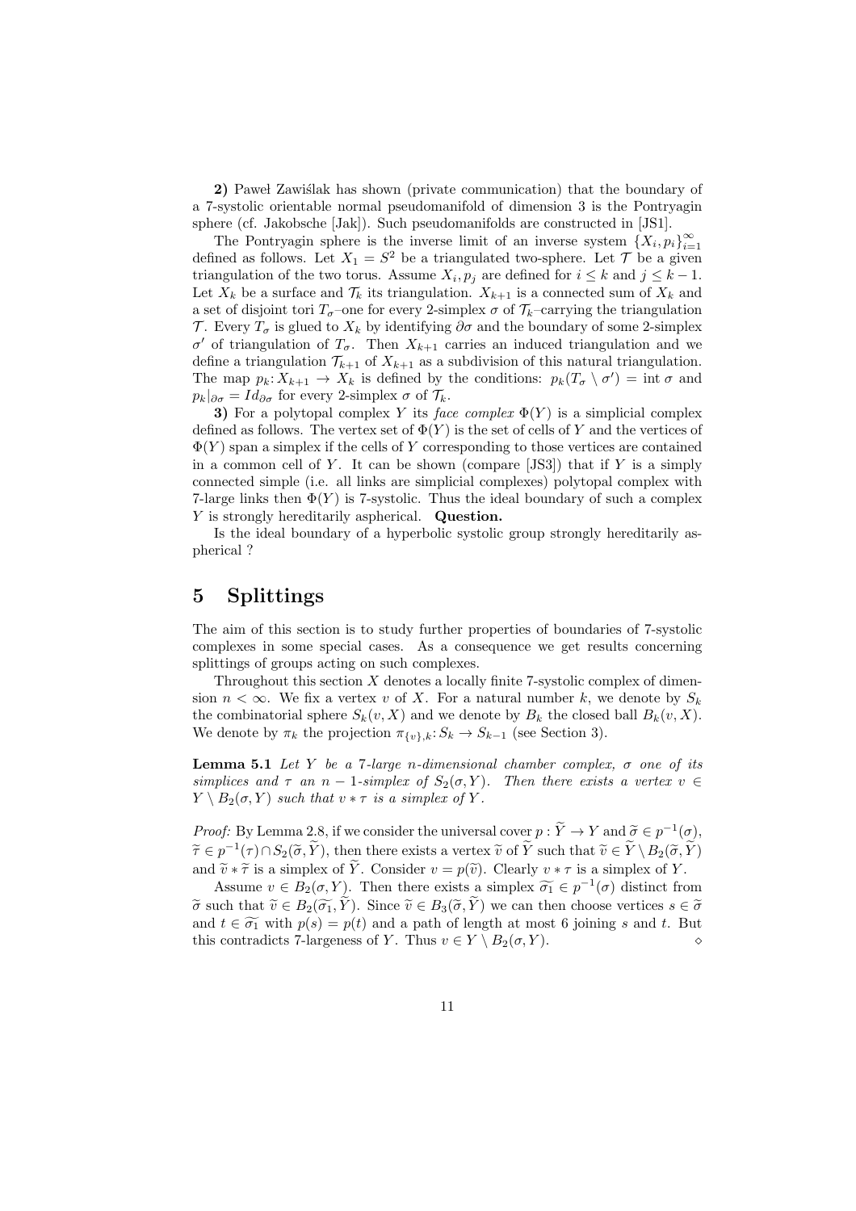**2)** Paweł Zawiślak has shown (private communication) that the boundary of a 7-systolic orientable normal pseudomanifold of dimension 3 is the Pontryagin sphere (cf. Jakobsche [Jak]). Such pseudomanifolds are constructed in [JS1].

The Pontryagin sphere is the inverse limit of an inverse system $\{X_i, p_i\}_{i=1}^{\infty}$ defined as follows. Let $X_1 = S^2$ be a triangulated two-sphere. Let $\mathcal{T}$ be a given triangulation of the two torus. Assume $X_i, p_j$ are defined for $i \leq k$ and $j \leq k-1$. Let $X_k$ be a surface and $\mathcal{T}_k$ its triangulation. $X_{k+1}$ is a connected sum of $X_k$ and a set of disjoint tori $T_\sigma$–one for every 2-simplex $\sigma$ of $\mathcal{T}_k$–carrying the triangulation $\mathcal{T}$. Every $T_\sigma$ is glued to $X_k$ by identifying $\partial\sigma$ and the boundary of some 2-simplex $\sigma'$ of triangulation of $T_\sigma$. Then $X_{k+1}$ carries an induced triangulation and we define a triangulation $\mathcal{T}_{k+1}$ of $X_{k+1}$ as a subdivision of this natural triangulation. The map $p_k \colon X_{k+1} \to X_k$ is defined by the conditions: $p_k(T_\sigma \setminus \sigma') = \operatorname{int} \sigma$ and $p_k|_{\partial\sigma} = Id_{\partial\sigma}$ for every 2-simplex $\sigma$ of $\mathcal{T}_k$.

**3)** For a polytopal complex $Y$ its *face complex* $\Phi(Y)$ is a simplicial complex defined as follows. The vertex set of $\Phi(Y)$ is the set of cells of $Y$ and the vertices of $\Phi(Y)$ span a simplex if the cells of $Y$ corresponding to those vertices are contained in a common cell of $Y$. It can be shown (compare [JS3]) that if $Y$ is a simply connected simple (i.e. all links are simplicial complexes) polytopal complex with 7-large links then $\Phi(Y)$ is 7-systolic. Thus the ideal boundary of such a complex $Y$ is strongly hereditarily aspherical. **Question.**

Is the ideal boundary of a hyperbolic systolic group strongly hereditarily aspherical ?

# 5 Splittings

The aim of this section is to study further properties of boundaries of 7-systolic complexes in some special cases. As a consequence we get results concerning splittings of groups acting on such complexes.

Throughout this section $X$ denotes a locally finite 7-systolic complex of dimension $n < \infty$. We fix a vertex $v$ of $X$. For a natural number $k$, we denote by $S_k$ the combinatorial sphere $S_k(v, X)$ and we denote by $B_k$ the closed ball $B_k(v, X)$. We denote by $\pi_k$ the projection $\pi_{\{v\},k} \colon S_k \to S_{k-1}$ (see Section 3).

**Lemma 5.1** *Let $Y$ be a 7-large $n$-dimensional chamber complex, $\sigma$ one of its simplices and $\tau$ an $n-1$-simplex of $S_2(\sigma, Y)$. Then there exists a vertex $v \in Y \setminus B_2(\sigma, Y)$ such that $v * \tau$ is a simplex of $Y$.*

*Proof:* By Lemma 2.8, if we consider the universal cover $p : \widetilde{Y} \to Y$ and $\widetilde{\sigma} \in p^{-1}(\sigma)$, $\widetilde{\tau} \in p^{-1}(\tau) \cap S_2(\widetilde{\sigma}, \widetilde{Y})$, then there exists a vertex $\widetilde{v}$ of $\widetilde{Y}$ such that $\widetilde{v} \in \widetilde{Y} \setminus B_2(\widetilde{\sigma}, \widetilde{Y})$ and $\widetilde{v} * \widetilde{\tau}$ is a simplex of $\widetilde{Y}$. Consider $v = p(\widetilde{v})$. Clearly $v * \tau$ is a simplex of $Y$.

Assume $v \in B_2(\sigma, Y)$. Then there exists a simplex $\widetilde{\sigma_1} \in p^{-1}(\sigma)$ distinct from $\widetilde{\sigma}$ such that $\widetilde{v} \in B_2(\widetilde{\sigma_1}, \widetilde{Y})$. Since $\widetilde{v} \in B_3(\widetilde{\sigma}, \widetilde{Y})$ we can then choose vertices $s \in \widetilde{\sigma}$ and $t \in \widetilde{\sigma_1}$ with $p(s) = p(t)$ and a path of length at most 6 joining $s$ and $t$. But this contradicts 7-largeness of $Y$. Thus $v \in Y \setminus B_2(\sigma, Y)$. $\diamond$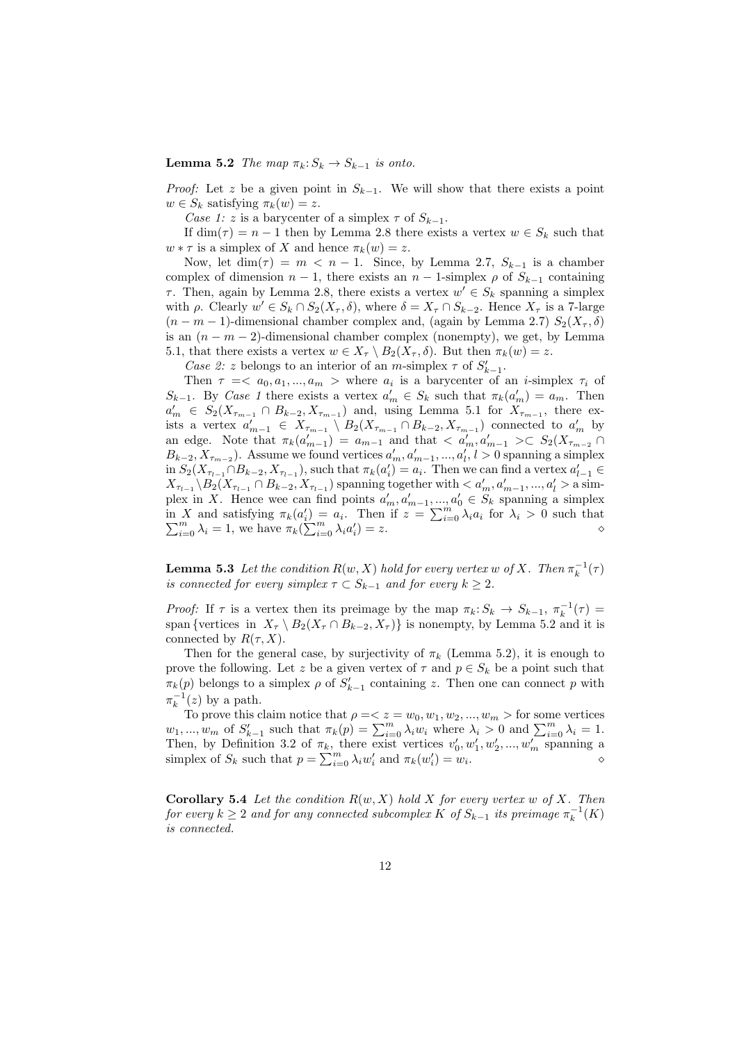**Lemma 5.2** *The map $\pi_k : S_k \to S_{k-1}$ is onto.*

*Proof:* Let $z$ be a given point in $S_{k-1}$. We will show that there exists a point $w \in S_k$ satisfying $\pi_k(w) = z$.

*Case 1:* $z$ is a barycenter of a simplex $\tau$ of $S_{k-1}$.

If $\dim(\tau) = n-1$ then by Lemma 2.8 there exists a vertex $w \in S_k$ such that $w * \tau$ is a simplex of $X$ and hence $\pi_k(w) = z$.

Now, let $\dim(\tau) = m < n-1$. Since, by Lemma 2.7, $S_{k-1}$ is a chamber complex of dimension $n-1$, there exists an $n-1$-simplex $\rho$ of $S_{k-1}$ containing $\tau$. Then, again by Lemma 2.8, there exists a vertex $w' \in S_k$ spanning a simplex with $\rho$. Clearly $w' \in S_k \cap S_2(X_\tau, \delta)$, where $\delta = X_\tau \cap S_{k-2}$. Hence $X_\tau$ is a 7-large $(n-m-1)$-dimensional chamber complex and, (again by Lemma 2.7) $S_2(X_\tau, \delta)$ is an $(n-m-2)$-dimensional chamber complex (nonempty), we get, by Lemma 5.1, that there exists a vertex $w \in X_\tau \setminus B_2(X_\tau, \delta)$. But then $\pi_k(w) = z$.

*Case 2:* $z$ belongs to an interior of an $m$-simplex $\tau$ of $S'_{k-1}$.

Then $\tau = < a_0, a_1, ..., a_m >$ where $a_i$ is a barycenter of an $i$-simplex $\tau_i$ of $S_{k-1}$. By *Case 1* there exists a vertex $a'_m \in S_k$ such that $\pi_k(a'_m) = a_m$. Then $a'_m \in S_2(X_{\tau_{m-1}} \cap B_{k-2}, X_{\tau_{m-1}})$ and, using Lemma 5.1 for $X_{\tau_{m-1}}$, there exists a vertex $a'_{m-1} \in X_{\tau_{m-1}} \setminus B_2(X_{\tau_{m-1}} \cap B_{k-2}, X_{\tau_{m-1}})$ connected to $a'_m$ by an edge. Note that $\pi_k(a'_{m-1}) = a_{m-1}$ and that $< a'_m, a'_{m-1} > \subset S_2(X_{\tau_{m-2}} \cap B_{k-2}, X_{\tau_{m-2}})$. Assume we found vertices $a'_m, a'_{m-1}, ..., a'_l, l > 0$ spanning a simplex in $S_2(X_{\tau_{l-1}} \cap B_{k-2}, X_{\tau_{l-1}})$, such that $\pi_k(a'_i) = a_i$. Then we can find a vertex $a'_{l-1} \in X_{\tau_{l-1}} \setminus B_2(X_{\tau_{l-1}} \cap B_{k-2}, X_{\tau_{l-1}})$ spanning together with $< a'_m, a'_{m-1}, ..., a'_l >$ a simplex in $X$. Hence wee can find points $a'_m, a'_{m-1}, ..., a'_0 \in S_k$ spanning a simplex in $X$ and satisfying $\pi_k(a'_i) = a_i$. Then if $z = \sum_{i=0}^m \lambda_i a_i$ for $\lambda_i > 0$ such that $\sum_{i=0}^m \lambda_i = 1$, we have $\pi_k(\sum_{i=0}^m \lambda_i a'_i) = z$. $\diamond$

**Lemma 5.3** *Let the condition $R(w, X)$ hold for every vertex $w$ of $X$. Then $\pi_k^{-1}(\tau)$ is connected for every simplex $\tau \subset S_{k-1}$ and for every $k \geq 2$.*

*Proof:* If $\tau$ is a vertex then its preimage by the map $\pi_k : S_k \to S_{k-1}$, $\pi_k^{-1}(\tau) = \text{span}\{\text{vertices in } X_\tau \setminus B_2(X_\tau \cap B_{k-2}, X_\tau)\}$ is nonempty, by Lemma 5.2 and it is connected by $R(\tau, X)$.

Then for the general case, by surjectivity of $\pi_k$ (Lemma 5.2), it is enough to prove the following. Let $z$ be a given vertex of $\tau$ and $p \in S_k$ be a point such that $\pi_k(p)$ belongs to a simplex $\rho$ of $S'_{k-1}$ containing $z$. Then one can connect $p$ with $\pi_k^{-1}(z)$ by a path.

To prove this claim notice that $\rho = < z = w_0, w_1, w_2, ..., w_m >$ for some vertices $w_1, ..., w_m$ of $S'_{k-1}$ such that $\pi_k(p) = \sum_{i=0}^m \lambda_i w_i$ where $\lambda_i > 0$ and $\sum_{i=0}^m \lambda_i = 1$. Then, by Definition 3.2 of $\pi_k$, there exist vertices $v'_0, w'_1, w'_2, ..., w'_m$ spanning a simplex of $S_k$ such that $p = \sum_{i=0}^m \lambda_i w'_i$ and $\pi_k(w'_i) = w_i$. $\diamond$

**Corollary 5.4** *Let the condition $R(w, X)$ hold $X$ for every vertex $w$ of $X$. Then for every $k \geq 2$ and for any connected subcomplex $K$ of $S_{k-1}$ its preimage $\pi_k^{-1}(K)$ is connected.*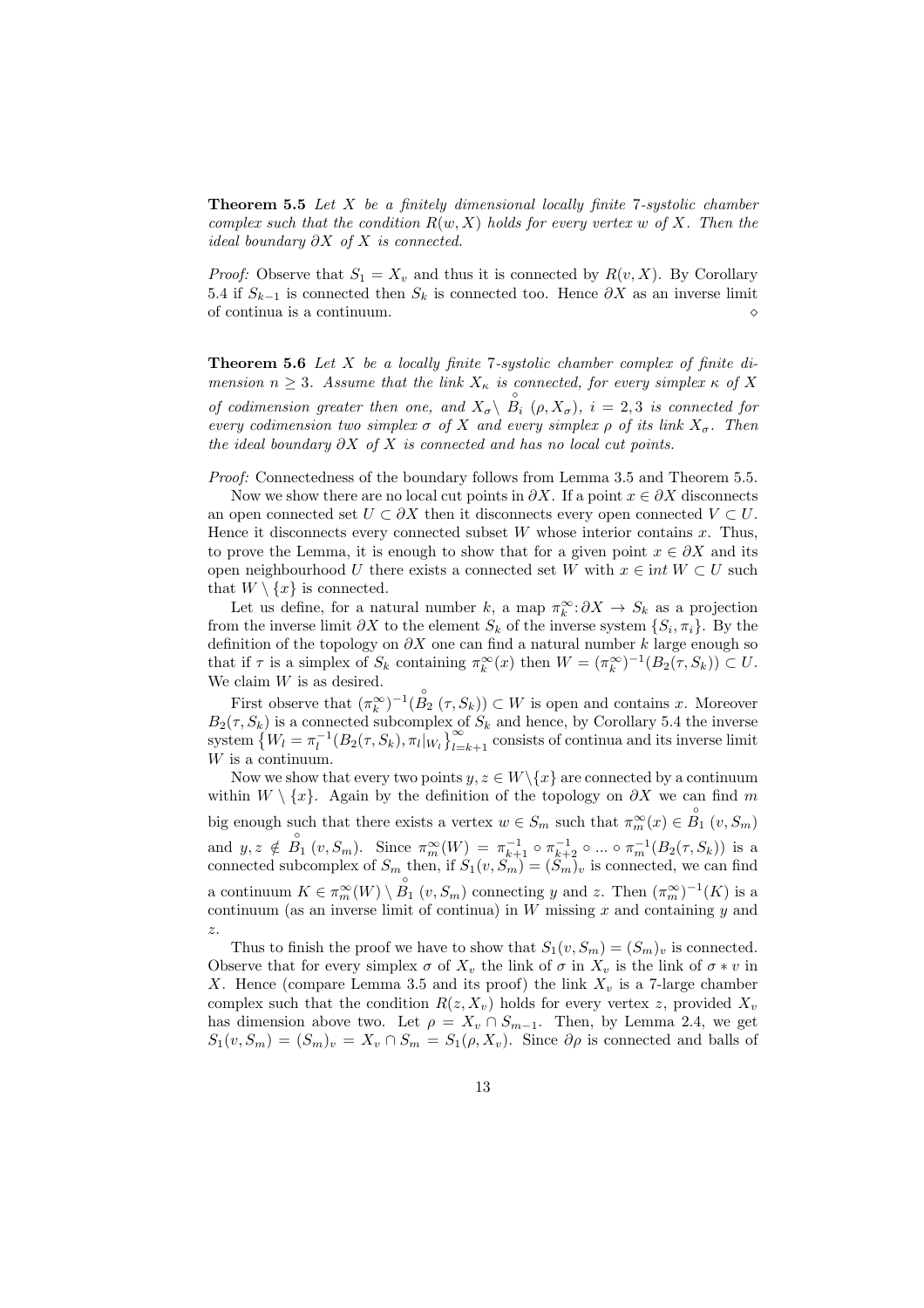**Theorem 5.5** *Let $X$ be a finitely dimensional locally finite 7-systolic chamber complex such that the condition $R(w, X)$ holds for every vertex $w$ of $X$. Then the ideal boundary $\partial X$ of $X$ is connected.*

*Proof:* Observe that $S_1 = X_v$ and thus it is connected by $R(v, X)$. By Corollary 5.4 if $S_{k-1}$ is connected then $S_k$ is connected too. Hence $\partial X$ as an inverse limit of continua is a continuum. $\diamond$

**Theorem 5.6** *Let $X$ be a locally finite 7-systolic chamber complex of finite dimension $n \geq 3$. Assume that the link $X_\kappa$ is connected, for every simplex $\kappa$ of $X$ of codimension greater then one, and $X_\sigma \setminus \overset{\circ}{B_i}(\rho, X_\sigma)$, $i = 2, 3$ is connected for every codimension two simplex $\sigma$ of $X$ and every simplex $\rho$ of its link $X_\sigma$. Then the ideal boundary $\partial X$ of $X$ is connected and has no local cut points.*

*Proof:* Connectedness of the boundary follows from Lemma 3.5 and Theorem 5.5.

Now we show there are no local cut points in $\partial X$. If a point $x \in \partial X$ disconnects an open connected set $U \subset \partial X$ then it disconnects every open connected $V \subset U$. Hence it disconnects every connected subset $W$ whose interior contains $x$. Thus, to prove the Lemma, it is enough to show that for a given point $x \in \partial X$ and its open neighbourhood $U$ there exists a connected set $W$ with $x \in int\, W \subset U$ such that $W \setminus \{x\}$ is connected.

Let us define, for a natural number $k$, a map $\pi_k^\infty : \partial X \to S_k$ as a projection from the inverse limit $\partial X$ to the element $S_k$ of the inverse system $\{S_i, \pi_i\}$. By the definition of the topology on $\partial X$ one can find a natural number $k$ large enough so that if $\tau$ is a simplex of $S_k$ containing $\pi_k^\infty(x)$ then $W = (\pi_k^\infty)^{-1}(B_2(\tau, S_k)) \subset U$. We claim $W$ is as desired.

First observe that $(\pi_k^\infty)^{-1}(\overset{\circ}{B_2}(\tau, S_k)) \subset W$ is open and contains $x$. Moreover $B_2(\tau, S_k)$ is a connected subcomplex of $S_k$ and hence, by Corollary 5.4 the inverse system $\left\{W_l = \pi_l^{-1}(B_2(\tau, S_k), \pi_l|_{W_l}\right\}_{l=k+1}^{\infty}$ consists of continua and its inverse limit $W$ is a continuum.

Now we show that every two points $y, z \in W \setminus \{x\}$ are connected by a continuum within $W \setminus \{x\}$. Again by the definition of the topology on $\partial X$ we can find $m$ big enough such that there exists a vertex $w \in S_m$ such that $\pi_m^\infty(x) \in \overset{\circ}{B_1}(v, S_m)$ and $y, z \notin \overset{\circ}{B_1}(v, S_m)$. Since $\pi_m^\infty(W) = \pi_{k+1}^{-1} \circ \pi_{k+2}^{-1} \circ ... \circ \pi_m^{-1}(B_2(\tau, S_k))$ is a connected subcomplex of $S_m$ then, if $S_1(v, S_m) = (S_m)_v$ is connected, we can find a continuum $K \in \pi_m^\infty(W) \setminus \overset{\circ}{B_1}(v, S_m)$ connecting $y$ and $z$. Then $(\pi_m^\infty)^{-1}(K)$ is a continuum (as an inverse limit of continua) in $W$ missing $x$ and containing $y$ and $z$.

Thus to finish the proof we have to show that $S_1(v, S_m) = (S_m)_v$ is connected. Observe that for every simplex $\sigma$ of $X_v$ the link of $\sigma$ in $X_v$ is the link of $\sigma * v$ in $X$. Hence (compare Lemma 3.5 and its proof) the link $X_v$ is a 7-large chamber complex such that the condition $R(z, X_v)$ holds for every vertex $z$, provided $X_v$ has dimension above two. Let $\rho = X_v \cap S_{m-1}$. Then, by Lemma 2.4, we get $S_1(v, S_m) = (S_m)_v = X_v \cap S_m = S_1(\rho, X_v)$. Since $\partial \rho$ is connected and balls of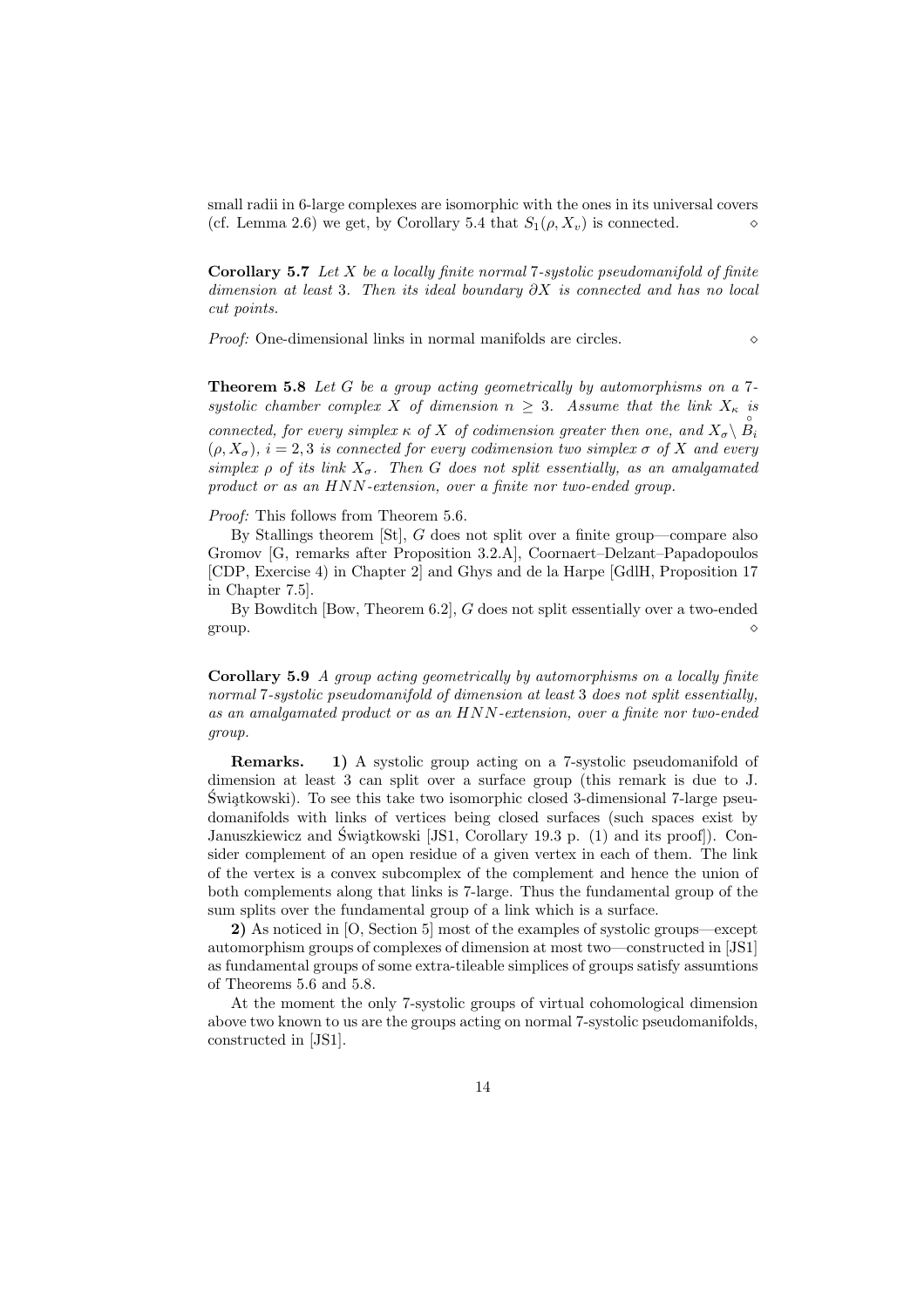small radii in 6-large complexes are isomorphic with the ones in its universal covers (cf. Lemma 2.6) we get, by Corollary 5.4 that $S_1(\rho, X_v)$ is connected. $\diamond$

**Corollary 5.7** *Let $X$ be a locally finite normal 7-systolic pseudomanifold of finite dimension at least 3. Then its ideal boundary $\partial X$ is connected and has no local cut points.*

*Proof:* One-dimensional links in normal manifolds are circles. $\diamond$

**Theorem 5.8** *Let $G$ be a group acting geometrically by automorphisms on a 7-systolic chamber complex $X$ of dimension $n \geq 3$. Assume that the link $X_\kappa$ is connected, for every simplex $\kappa$ of $X$ of codimension greater then one, and $X_\sigma \setminus \overset{\circ}{B}_i (\rho, X_\sigma)$, $i = 2, 3$ is connected for every codimension two simplex $\sigma$ of $X$ and every simplex $\rho$ of its link $X_\sigma$. Then $G$ does not split essentially, as an amalgamated product or as an HNN-extension, over a finite nor two-ended group.*

*Proof:* This follows from Theorem 5.6.

By Stallings theorem [St], $G$ does not split over a finite group—compare also Gromov [G, remarks after Proposition 3.2.A], Coornaert–Delzant–Papadopoulos [CDP, Exercise 4) in Chapter 2] and Ghys and de la Harpe [GdlH, Proposition 17 in Chapter 7.5].

By Bowditch [Bow, Theorem 6.2], $G$ does not split essentially over a two-ended group. $\diamond$

**Corollary 5.9** *A group acting geometrically by automorphisms on a locally finite normal 7-systolic pseudomanifold of dimension at least 3 does not split essentially, as an amalgamated product or as an HNN-extension, over a finite nor two-ended group.*

**Remarks.** **1)** A systolic group acting on a 7-systolic pseudomanifold of dimension at least 3 can split over a surface group (this remark is due to J. Świątkowski). To see this take two isomorphic closed 3-dimensional 7-large pseudomanifolds with links of vertices being closed surfaces (such spaces exist by Januszkiewicz and Świątkowski [JS1, Corollary 19.3 p. (1) and its proof]). Consider complement of an open residue of a given vertex in each of them. The link of the vertex is a convex subcomplex of the complement and hence the union of both complements along that links is 7-large. Thus the fundamental group of the sum splits over the fundamental group of a link which is a surface.

**2)** As noticed in [O, Section 5] most of the examples of systolic groups—except automorphism groups of complexes of dimension at most two—constructed in [JS1] as fundamental groups of some extra-tileable simplices of groups satisfy assumtions of Theorems 5.6 and 5.8.

At the moment the only 7-systolic groups of virtual cohomological dimension above two known to us are the groups acting on normal 7-systolic pseudomanifolds, constructed in [JS1].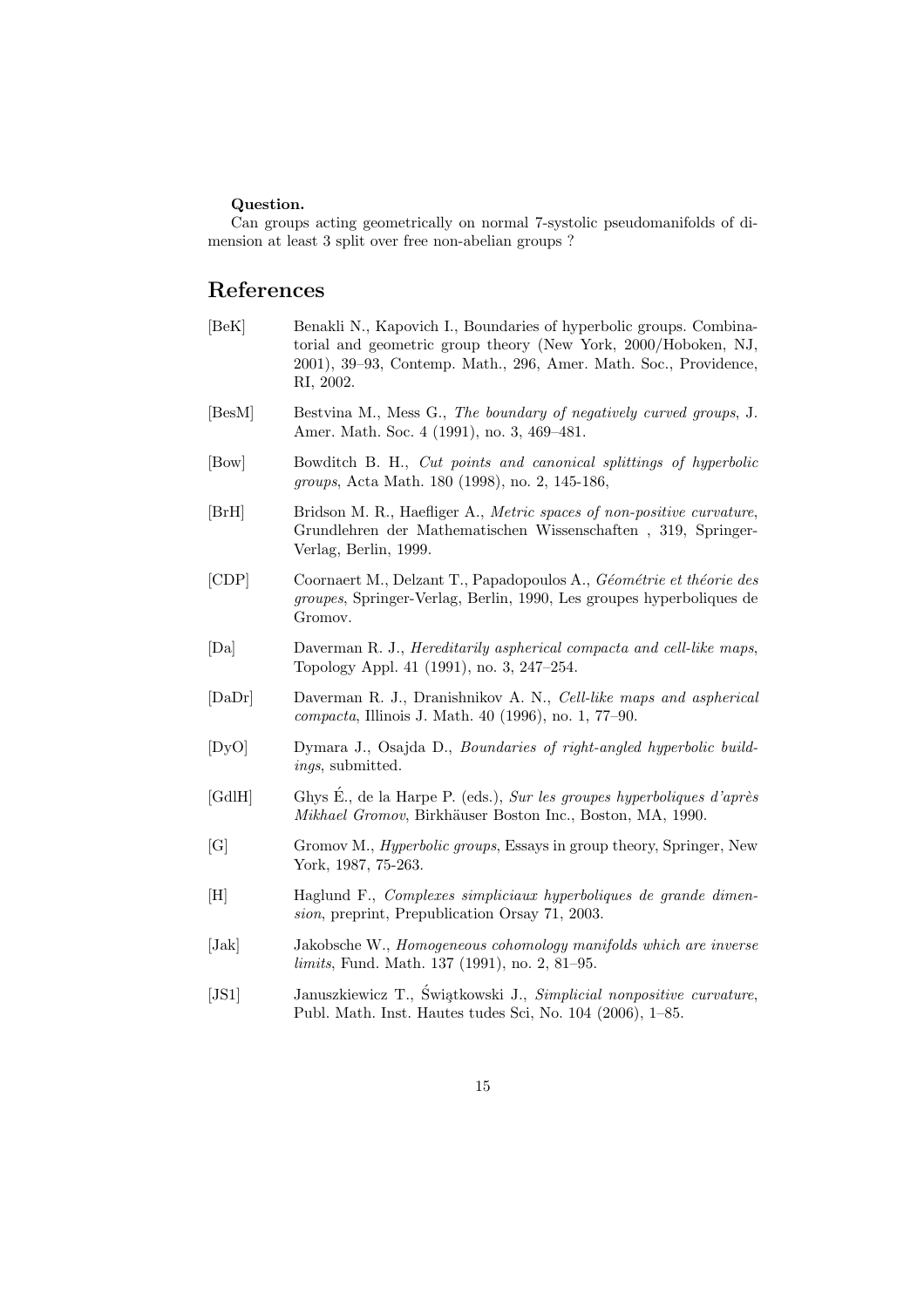**Question.**

Can groups acting geometrically on normal 7-systolic pseudomanifolds of dimension at least 3 split over free non-abelian groups ?

# References

[BeK] Benakli N., Kapovich I., Boundaries of hyperbolic groups. Combinatorial and geometric group theory (New York, 2000/Hoboken, NJ, 2001), 39–93, Contemp. Math., 296, Amer. Math. Soc., Providence, RI, 2002.

[BesM] Bestvina M., Mess G., *The boundary of negatively curved groups*, J. Amer. Math. Soc. 4 (1991), no. 3, 469–481.

[Bow] Bowditch B. H., *Cut points and canonical splittings of hyperbolic groups*, Acta Math. 180 (1998), no. 2, 145-186,

[BrH] Bridson M. R., Haefliger A., *Metric spaces of non-positive curvature*, Grundlehren der Mathematischen Wissenschaften , 319, Springer-Verlag, Berlin, 1999.

[CDP] Coornaert M., Delzant T., Papadopoulos A., *Géométrie et théorie des groupes*, Springer-Verlag, Berlin, 1990, Les groupes hyperboliques de Gromov.

[Da] Daverman R. J., *Hereditarily aspherical compacta and cell-like maps*, Topology Appl. 41 (1991), no. 3, 247–254.

[DaDr] Daverman R. J., Dranishnikov A. N., *Cell-like maps and aspherical compacta*, Illinois J. Math. 40 (1996), no. 1, 77–90.

[DyO] Dymara J., Osajda D., *Boundaries of right-angled hyperbolic buildings*, submitted.

[GdlH] Ghys É., de la Harpe P. (eds.), *Sur les groupes hyperboliques d'après Mikhael Gromov*, Birkhäuser Boston Inc., Boston, MA, 1990.

[G] Gromov M., *Hyperbolic groups*, Essays in group theory, Springer, New York, 1987, 75-263.

[H] Haglund F., *Complexes simpliciaux hyperboliques de grande dimension*, preprint, Prepublication Orsay 71, 2003.

[Jak] Jakobsche W., *Homogeneous cohomology manifolds which are inverse limits*, Fund. Math. 137 (1991), no. 2, 81–95.

[JS1] Januszkiewicz T., Świątkowski J., *Simplicial nonpositive curvature*, Publ. Math. Inst. Hautes tudes Sci, No. 104 (2006), 1–85.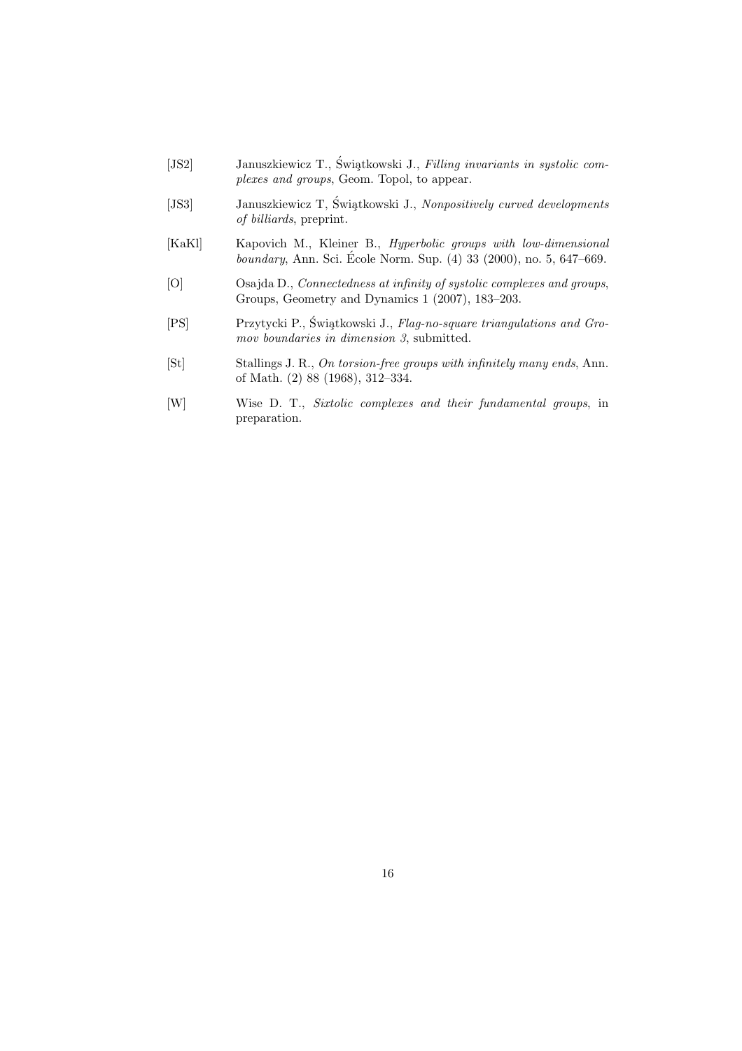[JS2] Januszkiewicz T., Świątkowski J., *Filling invariants in systolic complexes and groups*, Geom. Topol, to appear.

[JS3] Januszkiewicz T, Świątkowski J., *Nonpositively curved developments of billiards*, preprint.

[KaKl] Kapovich M., Kleiner B., *Hyperbolic groups with low-dimensional boundary*, Ann. Sci. École Norm. Sup. (4) 33 (2000), no. 5, 647–669.

[O] Osajda D., *Connectedness at infinity of systolic complexes and groups*, Groups, Geometry and Dynamics 1 (2007), 183–203.

[PS] Przytycki P., Świątkowski J., *Flag-no-square triangulations and Gromov boundaries in dimension 3*, submitted.

[St] Stallings J. R., *On torsion-free groups with infinitely many ends*, Ann. of Math. (2) 88 (1968), 312–334.

[W] Wise D. T., *Sixtolic complexes and their fundamental groups*, in preparation.